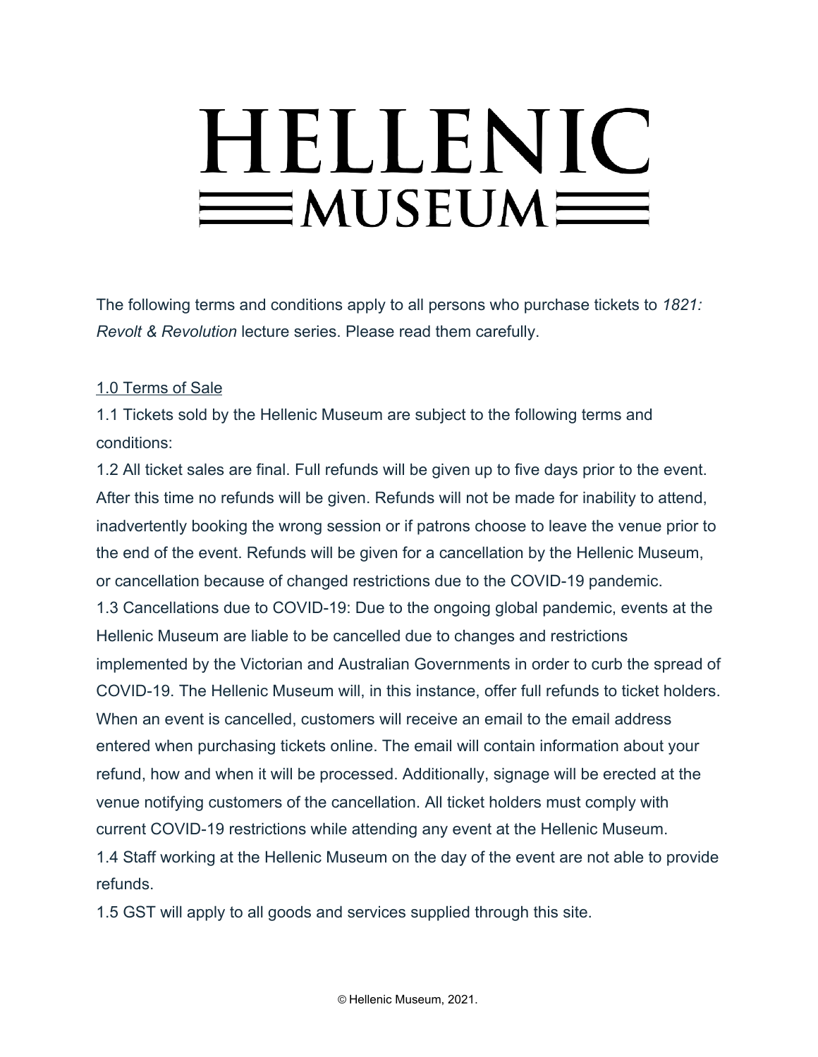# HELLENIC MUSEUM

The following terms and conditions apply to all persons who purchase tickets to *1821: Revolt & Revolution* lecture series. Please read them carefully.

## 1.0 Terms of Sale

1.1 Tickets sold by the Hellenic Museum are subject to the following terms and conditions:

1.2 All ticket sales are final. Full refunds will be given up to five days prior to the event. After this time no refunds will be given. Refunds will not be made for inability to attend, inadvertently booking the wrong session or if patrons choose to leave the venue prior to the end of the event. Refunds will be given for a cancellation by the Hellenic Museum, or cancellation because of changed restrictions due to the COVID-19 pandemic.

1.3 Cancellations due to COVID-19: Due to the ongoing global pandemic, events at the Hellenic Museum are liable to be cancelled due to changes and restrictions implemented by the Victorian and Australian Governments in order to curb the spread of COVID-19. The Hellenic Museum will, in this instance, offer full refunds to ticket holders. When an event is cancelled, customers will receive an email to the email address entered when purchasing tickets online. The email will contain information about your refund, how and when it will be processed. Additionally, signage will be erected at the venue notifying customers of the cancellation. All ticket holders must comply with current COVID-19 restrictions while attending any event at the Hellenic Museum.

1.4 Staff working at the Hellenic Museum on the day of the event are not able to provide refunds.

1.5 GST will apply to all goods and services supplied through this site.

© Hellenic Museum, 2021.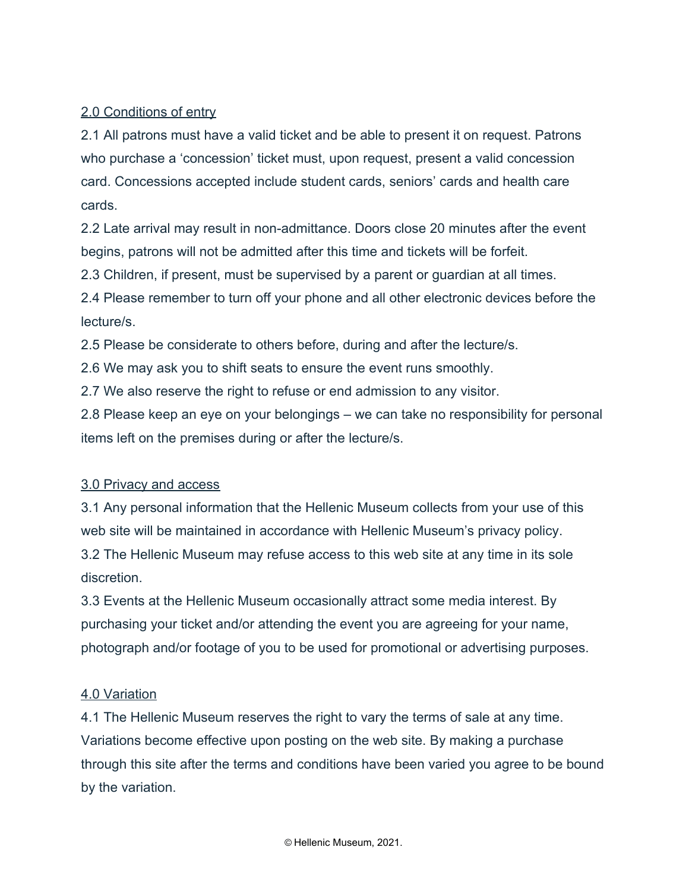## 2.0 Conditions of entry

2.1 All patrons must have a valid ticket and be able to present it on request. Patrons who purchase a 'concession' ticket must, upon request, present a valid concession card. Concessions accepted include student cards, seniors' cards and health care cards.

2.2 Late arrival may result in non-admittance. Doors close 20 minutes after the event begins, patrons will not be admitted after this time and tickets will be forfeit.

2.3 Children, if present, must be supervised by a parent or guardian at all times.

2.4 Please remember to turn off your phone and all other electronic devices before the lecture/s.

2.5 Please be considerate to others before, during and after the lecture/s.

2.6 We may ask you to shift seats to ensure the event runs smoothly.

2.7 We also reserve the right to refuse or end admission to any visitor.

2.8 Please keep an eye on your belongings – we can take no responsibility for personal items left on the premises during or after the lecture/s.

## 3.0 Privacy and access

3.1 Any personal information that the Hellenic Museum collects from your use of this web site will be maintained in accordance with Hellenic Museum's privacy policy.

3.2 The Hellenic Museum may refuse access to this web site at any time in its sole discretion.

3.3 Events at the Hellenic Museum occasionally attract some media interest. By purchasing your ticket and/or attending the event you are agreeing for your name, photograph and/or footage of you to be used for promotional or advertising purposes.

## 4.0 Variation

4.1 The Hellenic Museum reserves the right to vary the terms of sale at any time. Variations become effective upon posting on the web site. By making a purchase through this site after the terms and conditions have been varied you agree to be bound by the variation.

© Hellenic Museum, 2021.